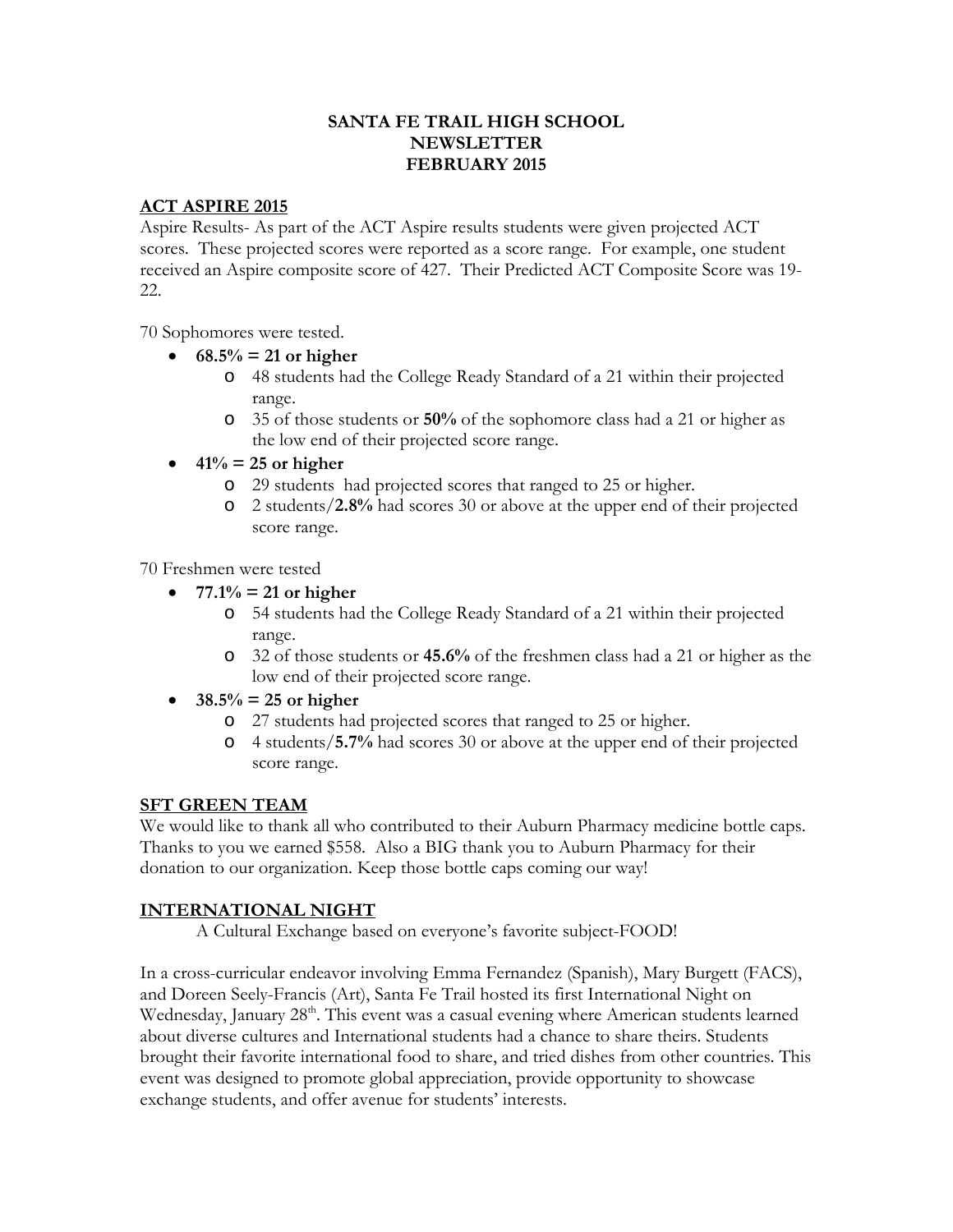# SANTA FE TRAIL HIGH SCHOOL
# NEWSLETTER
# FEBRUARY 2015

## ACT ASPIRE 2015

Aspire Results- As part of the ACT Aspire results students were given projected ACT scores. These projected scores were reported as a score range. For example, one student received an Aspire composite score of 427. Their Predicted ACT Composite Score was 19-22.

70 Sophomores were tested.

- **68.5% = 21 or higher**
  - 48 students had the College Ready Standard of a 21 within their projected range.
  - 35 of those students or **50%** of the sophomore class had a 21 or higher as the low end of their projected score range.
- **41% = 25 or higher**
  - 29 students had projected scores that ranged to 25 or higher.
  - 2 students/**2.8%** had scores 30 or above at the upper end of their projected score range.

70 Freshmen were tested

- **77.1% = 21 or higher**
  - 54 students had the College Ready Standard of a 21 within their projected range.
  - 32 of those students or **45.6%** of the freshmen class had a 21 or higher as the low end of their projected score range.
- **38.5% = 25 or higher**
  - 27 students had projected scores that ranged to 25 or higher.
  - 4 students/**5.7%** had scores 30 or above at the upper end of their projected score range.

## SFT GREEN TEAM

We would like to thank all who contributed to their Auburn Pharmacy medicine bottle caps. Thanks to you we earned $558. Also a BIG thank you to Auburn Pharmacy for their donation to our organization. Keep those bottle caps coming our way!

## INTERNATIONAL NIGHT

A Cultural Exchange based on everyone's favorite subject-FOOD!

In a cross-curricular endeavor involving Emma Fernandez (Spanish), Mary Burgett (FACS), and Doreen Seely-Francis (Art), Santa Fe Trail hosted its first International Night on Wednesday, January 28th. This event was a casual evening where American students learned about diverse cultures and International students had a chance to share theirs. Students brought their favorite international food to share, and tried dishes from other countries. This event was designed to promote global appreciation, provide opportunity to showcase exchange students, and offer avenue for students' interests.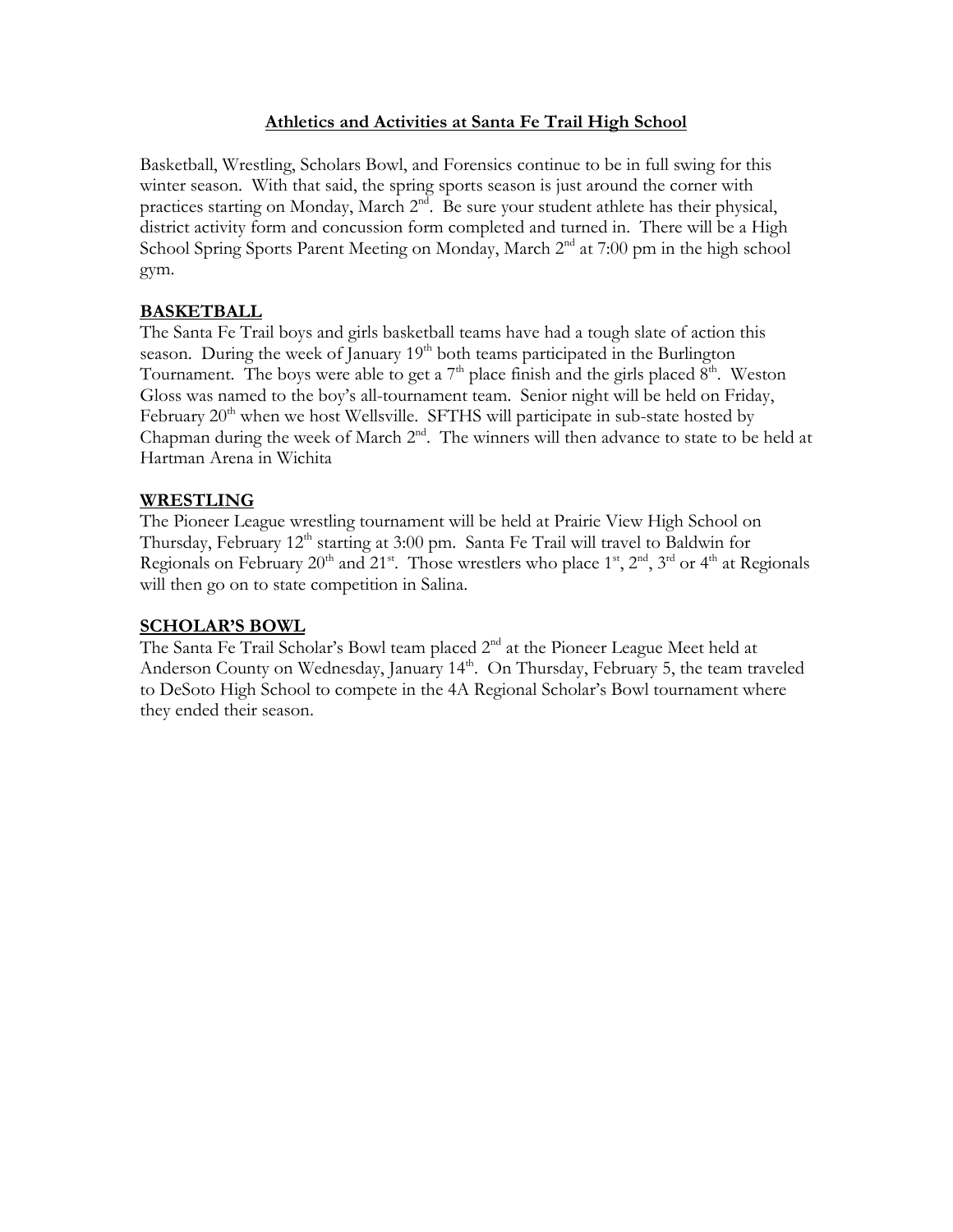# Athletics and Activities at Santa Fe Trail High School

Basketball, Wrestling, Scholars Bowl, and Forensics continue to be in full swing for this winter season. With that said, the spring sports season is just around the corner with practices starting on Monday, March 2nd. Be sure your student athlete has their physical, district activity form and concussion form completed and turned in. There will be a High School Spring Sports Parent Meeting on Monday, March 2nd at 7:00 pm in the high school gym.

## BASKETBALL

The Santa Fe Trail boys and girls basketball teams have had a tough slate of action this season. During the week of January 19th both teams participated in the Burlington Tournament. The boys were able to get a 7th place finish and the girls placed 8th. Weston Gloss was named to the boy's all-tournament team. Senior night will be held on Friday, February 20th when we host Wellsville. SFTHS will participate in sub-state hosted by Chapman during the week of March 2nd. The winners will then advance to state to be held at Hartman Arena in Wichita

## WRESTLING

The Pioneer League wrestling tournament will be held at Prairie View High School on Thursday, February 12th starting at 3:00 pm. Santa Fe Trail will travel to Baldwin for Regionals on February 20th and 21st. Those wrestlers who place 1st, 2nd, 3rd or 4th at Regionals will then go on to state competition in Salina.

## SCHOLAR'S BOWL

The Santa Fe Trail Scholar's Bowl team placed 2nd at the Pioneer League Meet held at Anderson County on Wednesday, January 14th. On Thursday, February 5, the team traveled to DeSoto High School to compete in the 4A Regional Scholar's Bowl tournament where they ended their season.